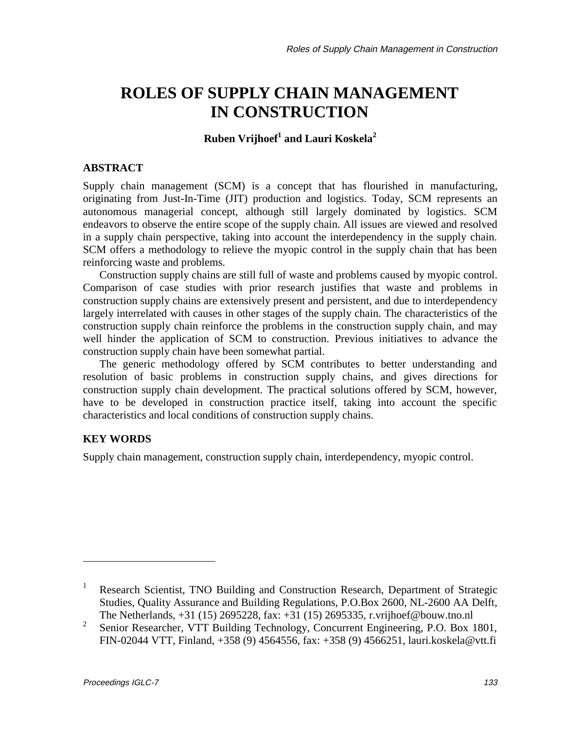# ROLES OF SUPPLY CHAIN MANAGEMENT IN CONSTRUCTION

**Ruben Vrijhoef[1] and Lauri Koskela[2]**

## ABSTRACT

Supply chain management (SCM) is a concept that has flourished in manufacturing, originating from Just-In-Time (JIT) production and logistics. Today, SCM represents an autonomous managerial concept, although still largely dominated by logistics. SCM endeavors to observe the entire scope of the supply chain. All issues are viewed and resolved in a supply chain perspective, taking into account the interdependency in the supply chain. SCM offers a methodology to relieve the myopic control in the supply chain that has been reinforcing waste and problems.

Construction supply chains are still full of waste and problems caused by myopic control. Comparison of case studies with prior research justifies that waste and problems in construction supply chains are extensively present and persistent, and due to interdependency largely interrelated with causes in other stages of the supply chain. The characteristics of the construction supply chain reinforce the problems in the construction supply chain, and may well hinder the application of SCM to construction. Previous initiatives to advance the construction supply chain have been somewhat partial.

The generic methodology offered by SCM contributes to better understanding and resolution of basic problems in construction supply chains, and gives directions for construction supply chain development. The practical solutions offered by SCM, however, have to be developed in construction practice itself, taking into account the specific characteristics and local conditions of construction supply chains.

## KEY WORDS

Supply chain management, construction supply chain, interdependency, myopic control.

---

[1] Research Scientist, TNO Building and Construction Research, Department of Strategic Studies, Quality Assurance and Building Regulations, P.O.Box 2600, NL-2600 AA Delft, The Netherlands, +31 (15) 2695228, fax: +31 (15) 2695335, r.vrijhoef@bouw.tno.nl

[2] Senior Researcher, VTT Building Technology, Concurrent Engineering, P.O. Box 1801, FIN-02044 VTT, Finland, +358 (9) 4564556, fax: +358 (9) 4566251, lauri.koskela@vtt.fi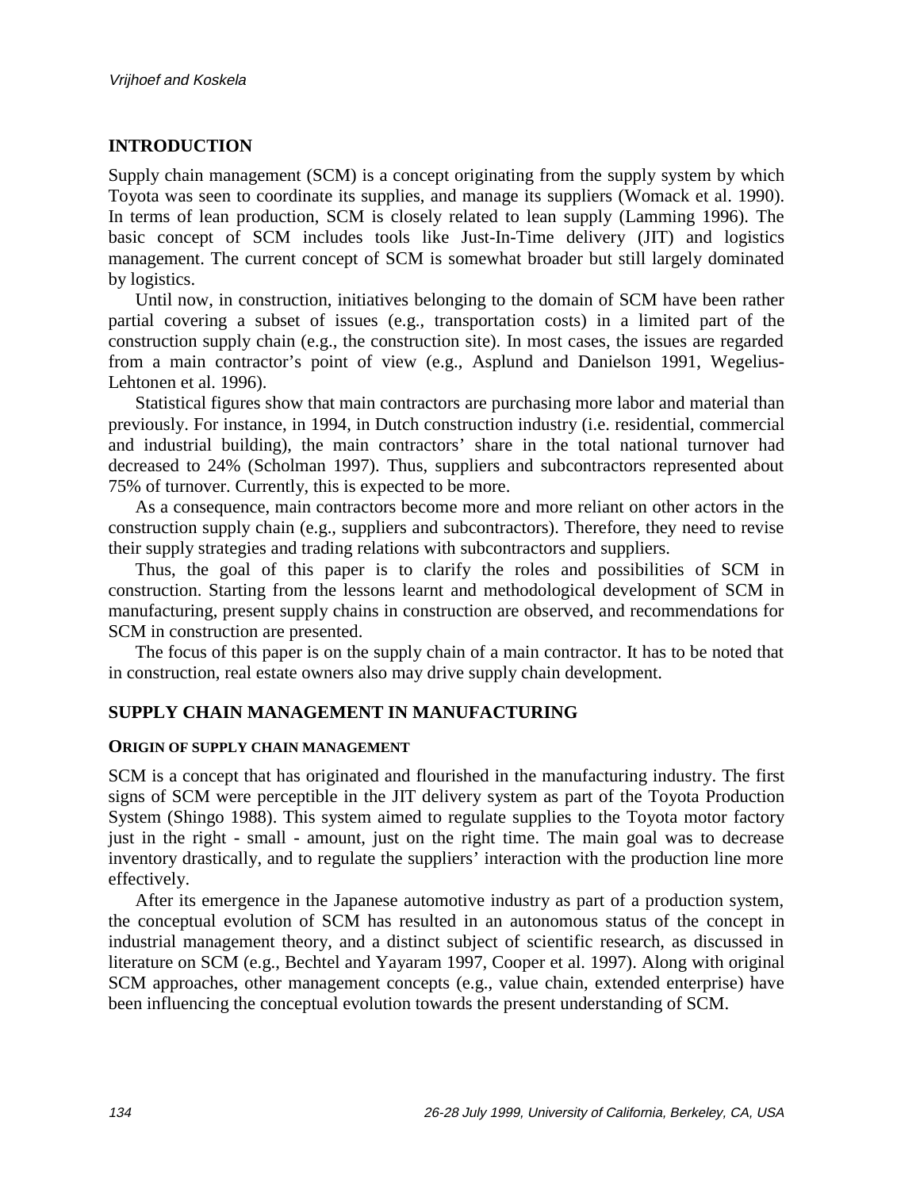## INTRODUCTION

Supply chain management (SCM) is a concept originating from the supply system by which Toyota was seen to coordinate its supplies, and manage its suppliers (Womack et al. 1990). In terms of lean production, SCM is closely related to lean supply (Lamming 1996). The basic concept of SCM includes tools like Just-In-Time delivery (JIT) and logistics management. The current concept of SCM is somewhat broader but still largely dominated by logistics.

Until now, in construction, initiatives belonging to the domain of SCM have been rather partial covering a subset of issues (e.g., transportation costs) in a limited part of the construction supply chain (e.g., the construction site). In most cases, the issues are regarded from a main contractor's point of view (e.g., Asplund and Danielson 1991, Wegelius-Lehtonen et al. 1996).

Statistical figures show that main contractors are purchasing more labor and material than previously. For instance, in 1994, in Dutch construction industry (i.e. residential, commercial and industrial building), the main contractors' share in the total national turnover had decreased to 24% (Scholman 1997). Thus, suppliers and subcontractors represented about 75% of turnover. Currently, this is expected to be more.

As a consequence, main contractors become more and more reliant on other actors in the construction supply chain (e.g., suppliers and subcontractors). Therefore, they need to revise their supply strategies and trading relations with subcontractors and suppliers.

Thus, the goal of this paper is to clarify the roles and possibilities of SCM in construction. Starting from the lessons learnt and methodological development of SCM in manufacturing, present supply chains in construction are observed, and recommendations for SCM in construction are presented.

The focus of this paper is on the supply chain of a main contractor. It has to be noted that in construction, real estate owners also may drive supply chain development.

## SUPPLY CHAIN MANAGEMENT IN MANUFACTURING

### ORIGIN OF SUPPLY CHAIN MANAGEMENT

SCM is a concept that has originated and flourished in the manufacturing industry. The first signs of SCM were perceptible in the JIT delivery system as part of the Toyota Production System (Shingo 1988). This system aimed to regulate supplies to the Toyota motor factory just in the right - small - amount, just on the right time. The main goal was to decrease inventory drastically, and to regulate the suppliers' interaction with the production line more effectively.

After its emergence in the Japanese automotive industry as part of a production system, the conceptual evolution of SCM has resulted in an autonomous status of the concept in industrial management theory, and a distinct subject of scientific research, as discussed in literature on SCM (e.g., Bechtel and Yayaram 1997, Cooper et al. 1997). Along with original SCM approaches, other management concepts (e.g., value chain, extended enterprise) have been influencing the conceptual evolution towards the present understanding of SCM.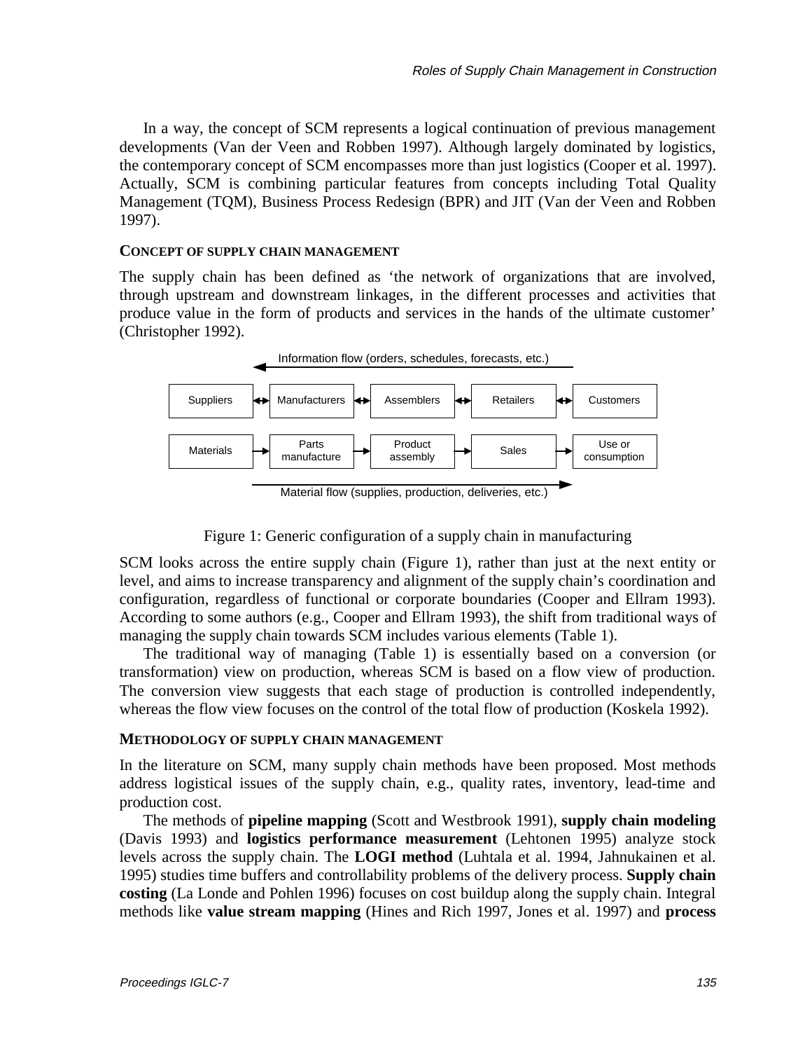In a way, the concept of SCM represents a logical continuation of previous management developments (Van der Veen and Robben 1997). Although largely dominated by logistics, the contemporary concept of SCM encompasses more than just logistics (Cooper et al. 1997). Actually, SCM is combining particular features from concepts including Total Quality Management (TQM), Business Process Redesign (BPR) and JIT (Van der Veen and Robben 1997).

## CONCEPT OF SUPPLY CHAIN MANAGEMENT

The supply chain has been defined as 'the network of organizations that are involved, through upstream and downstream linkages, in the different processes and activities that produce value in the form of products and services in the hands of the ultimate customer' (Christopher 1992).

Information flow (orders, schedules, forecasts, etc.)

Suppliers ↔ Manufacturers ↔ Assemblers ↔ Retailers ↔ Customers

Materials → Parts manufacture → Product assembly → Sales → Use or consumption

Material flow (supplies, production, deliveries, etc.)

Figure 1: Generic configuration of a supply chain in manufacturing

SCM looks across the entire supply chain (Figure 1), rather than just at the next entity or level, and aims to increase transparency and alignment of the supply chain's coordination and configuration, regardless of functional or corporate boundaries (Cooper and Ellram 1993). According to some authors (e.g., Cooper and Ellram 1993), the shift from traditional ways of managing the supply chain towards SCM includes various elements (Table 1).

The traditional way of managing (Table 1) is essentially based on a conversion (or transformation) view on production, whereas SCM is based on a flow view of production. The conversion view suggests that each stage of production is controlled independently, whereas the flow view focuses on the control of the total flow of production (Koskela 1992).

## METHODOLOGY OF SUPPLY CHAIN MANAGEMENT

In the literature on SCM, many supply chain methods have been proposed. Most methods address logistical issues of the supply chain, e.g., quality rates, inventory, lead-time and production cost.

The methods of **pipeline mapping** (Scott and Westbrook 1991), **supply chain modeling** (Davis 1993) and **logistics performance measurement** (Lehtonen 1995) analyze stock levels across the supply chain. The **LOGI method** (Luhtala et al. 1994, Jahnukainen et al. 1995) studies time buffers and controllability problems of the delivery process. **Supply chain costing** (La Londe and Pohlen 1996) focuses on cost buildup along the supply chain. Integral methods like **value stream mapping** (Hines and Rich 1997, Jones et al. 1997) and **process**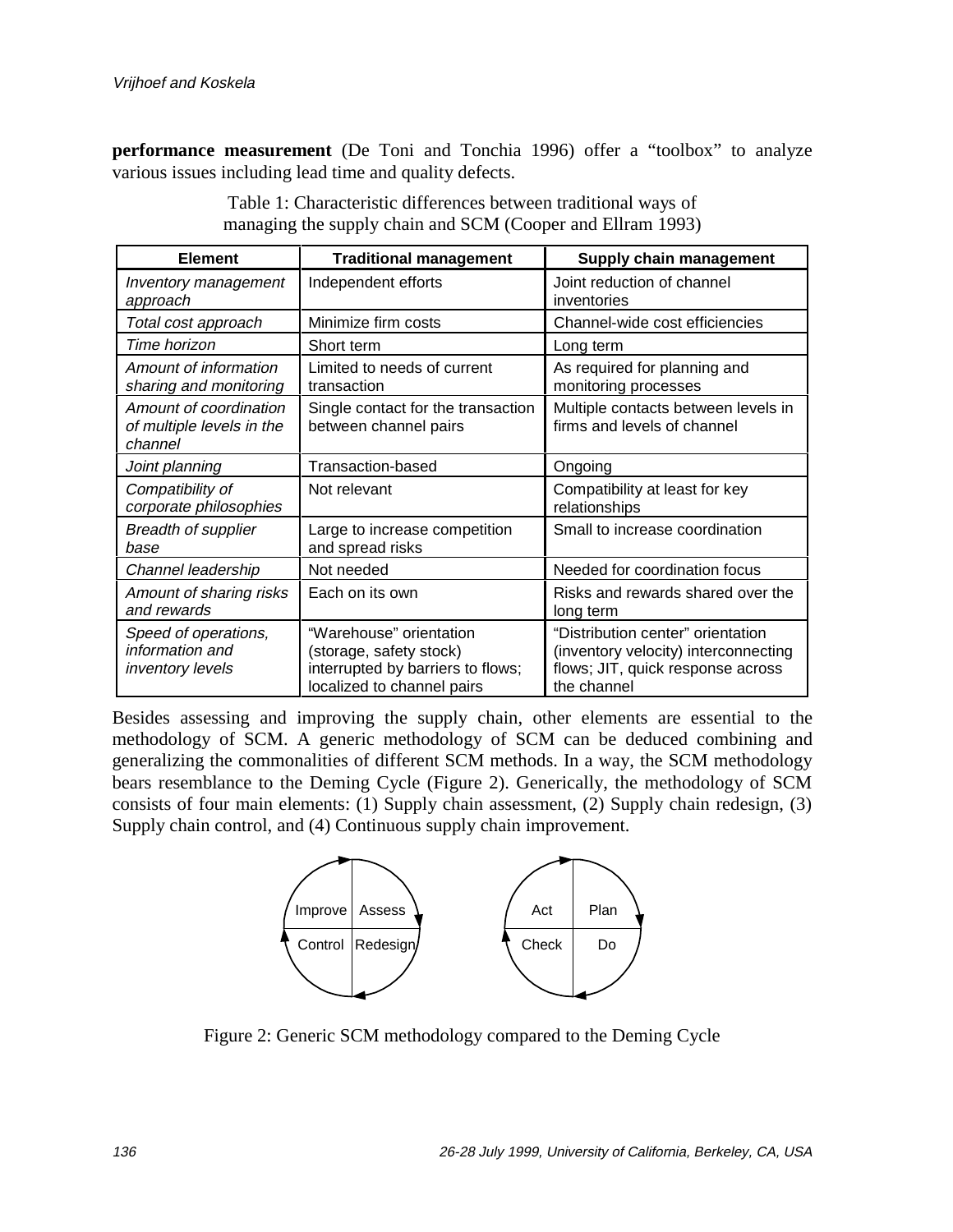**performance measurement** (De Toni and Tonchia 1996) offer a "toolbox" to analyze various issues including lead time and quality defects.

Table 1: Characteristic differences between traditional ways of managing the supply chain and SCM (Cooper and Ellram 1993)

| Element | Traditional management | Supply chain management |
|---|---|---|
| *Inventory management approach* | Independent efforts | Joint reduction of channel inventories |
| *Total cost approach* | Minimize firm costs | Channel-wide cost efficiencies |
| *Time horizon* | Short term | Long term |
| *Amount of information sharing and monitoring* | Limited to needs of current transaction | As required for planning and monitoring processes |
| *Amount of coordination of multiple levels in the channel* | Single contact for the transaction between channel pairs | Multiple contacts between levels in firms and levels of channel |
| *Joint planning* | Transaction-based | Ongoing |
| *Compatibility of corporate philosophies* | Not relevant | Compatibility at least for key relationships |
| *Breadth of supplier base* | Large to increase competition and spread risks | Small to increase coordination |
| *Channel leadership* | Not needed | Needed for coordination focus |
| *Amount of sharing risks and rewards* | Each on its own | Risks and rewards shared over the long term |
| *Speed of operations, information and inventory levels* | "Warehouse" orientation (storage, safety stock) interrupted by barriers to flows; localized to channel pairs | "Distribution center" orientation (inventory velocity) interconnecting flows; JIT, quick response across the channel |

Besides assessing and improving the supply chain, other elements are essential to the methodology of SCM. A generic methodology of SCM can be deduced combining and generalizing the commonalities of different SCM methods. In a way, the SCM methodology bears resemblance to the Deming Cycle (Figure 2). Generically, the methodology of SCM consists of four main elements: (1) Supply chain assessment, (2) Supply chain redesign, (3) Supply chain control, and (4) Continuous supply chain improvement.

Figure 2: Generic SCM methodology compared to the Deming Cycle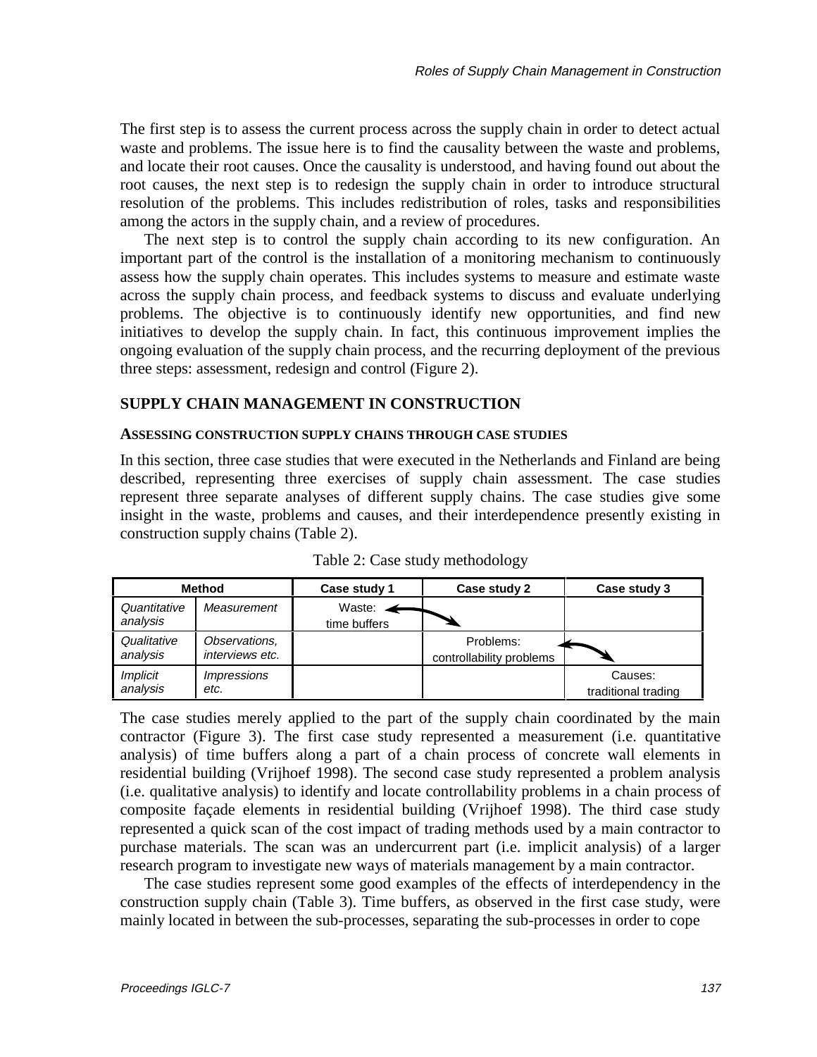The first step is to assess the current process across the supply chain in order to detect actual waste and problems. The issue here is to find the causality between the waste and problems, and locate their root causes. Once the causality is understood, and having found out about the root causes, the next step is to redesign the supply chain in order to introduce structural resolution of the problems. This includes redistribution of roles, tasks and responsibilities among the actors in the supply chain, and a review of procedures.

The next step is to control the supply chain according to its new configuration. An important part of the control is the installation of a monitoring mechanism to continuously assess how the supply chain operates. This includes systems to measure and estimate waste across the supply chain process, and feedback systems to discuss and evaluate underlying problems. The objective is to continuously identify new opportunities, and find new initiatives to develop the supply chain. In fact, this continuous improvement implies the ongoing evaluation of the supply chain process, and the recurring deployment of the previous three steps: assessment, redesign and control (Figure 2).

## SUPPLY CHAIN MANAGEMENT IN CONSTRUCTION

### ASSESSING CONSTRUCTION SUPPLY CHAINS THROUGH CASE STUDIES

In this section, three case studies that were executed in the Netherlands and Finland are being described, representing three exercises of supply chain assessment. The case studies represent three separate analyses of different supply chains. The case studies give some insight in the waste, problems and causes, and their interdependence presently existing in construction supply chains (Table 2).

Table 2: Case study methodology

| Method | | Case study 1 | Case study 2 | Case study 3 |
|---|---|---|---|---|
| *Quantitative analysis* | *Measurement* | Waste: time buffers | | |
| *Qualitative analysis* | *Observations, interviews etc.* | | Problems: controllability problems | |
| *Implicit analysis* | *Impressions etc.* | | | Causes: traditional trading |

The case studies merely applied to the part of the supply chain coordinated by the main contractor (Figure 3). The first case study represented a measurement (i.e. quantitative analysis) of time buffers along a part of a chain process of concrete wall elements in residential building (Vrijhoef 1998). The second case study represented a problem analysis (i.e. qualitative analysis) to identify and locate controllability problems in a chain process of composite façade elements in residential building (Vrijhoef 1998). The third case study represented a quick scan of the cost impact of trading methods used by a main contractor to purchase materials. The scan was an undercurrent part (i.e. implicit analysis) of a larger research program to investigate new ways of materials management by a main contractor.

The case studies represent some good examples of the effects of interdependency in the construction supply chain (Table 3). Time buffers, as observed in the first case study, were mainly located in between the sub-processes, separating the sub-processes in order to cope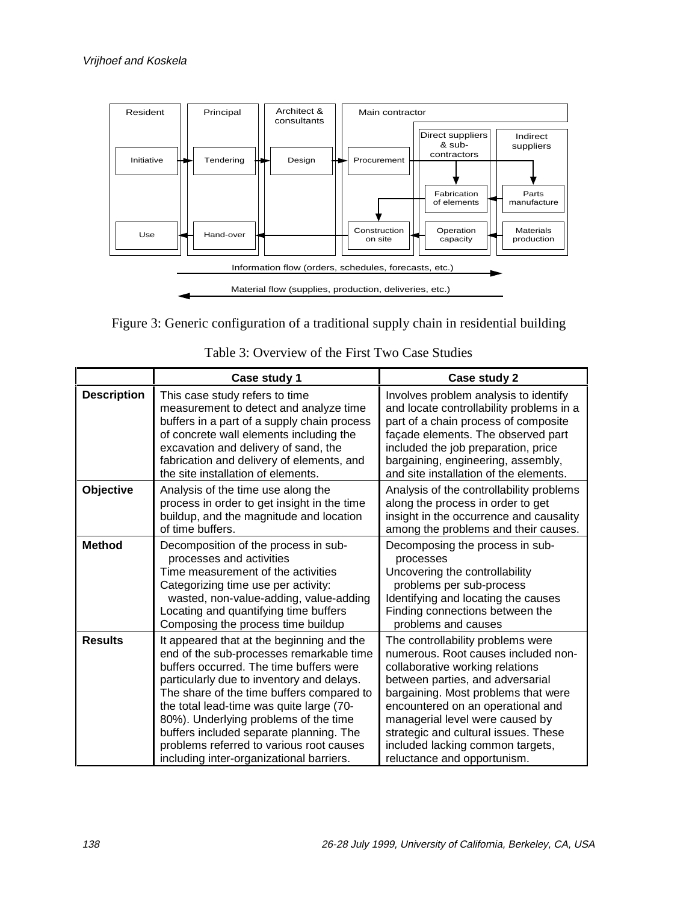Figure 3: Generic configuration of a traditional supply chain in residential building

Table 3: Overview of the First Two Case Studies

| | Case study 1 | Case study 2 |
|---|---|---|
| **Description** | This case study refers to time measurement to detect and analyze time buffers in a part of a supply chain process of concrete wall elements including the excavation and delivery of sand, the fabrication and delivery of elements, and the site installation of elements. | Involves problem analysis to identify and locate controllability problems in a part of a chain process of composite façade elements. The observed part included the job preparation, price bargaining, engineering, assembly, and site installation of the elements. |
| **Objective** | Analysis of the time use along the process in order to get insight in the time buildup, and the magnitude and location of time buffers. | Analysis of the controllability problems along the process in order to get insight in the occurrence and causality among the problems and their causes. |
| **Method** | Decomposition of the process in sub-processes and activities<br>Time measurement of the activities<br>Categorizing time use per activity: wasted, non-value-adding, value-adding<br>Locating and quantifying time buffers<br>Composing the process time buildup | Decomposing the process in sub-processes<br>Uncovering the controllability problems per sub-process<br>Identifying and locating the causes<br>Finding connections between the problems and causes |
| **Results** | It appeared that at the beginning and the end of the sub-processes remarkable time buffers occurred. The time buffers were particularly due to inventory and delays. The share of the time buffers compared to the total lead-time was quite large (70-80%). Underlying problems of the time buffers included separate planning. The problems referred to various root causes including inter-organizational barriers. | The controllability problems were numerous. Root causes included non-collaborative working relations between parties, and adversarial bargaining. Most problems that were encountered on an operational and managerial level were caused by strategic and cultural issues. These included lacking common targets, reluctance and opportunism. |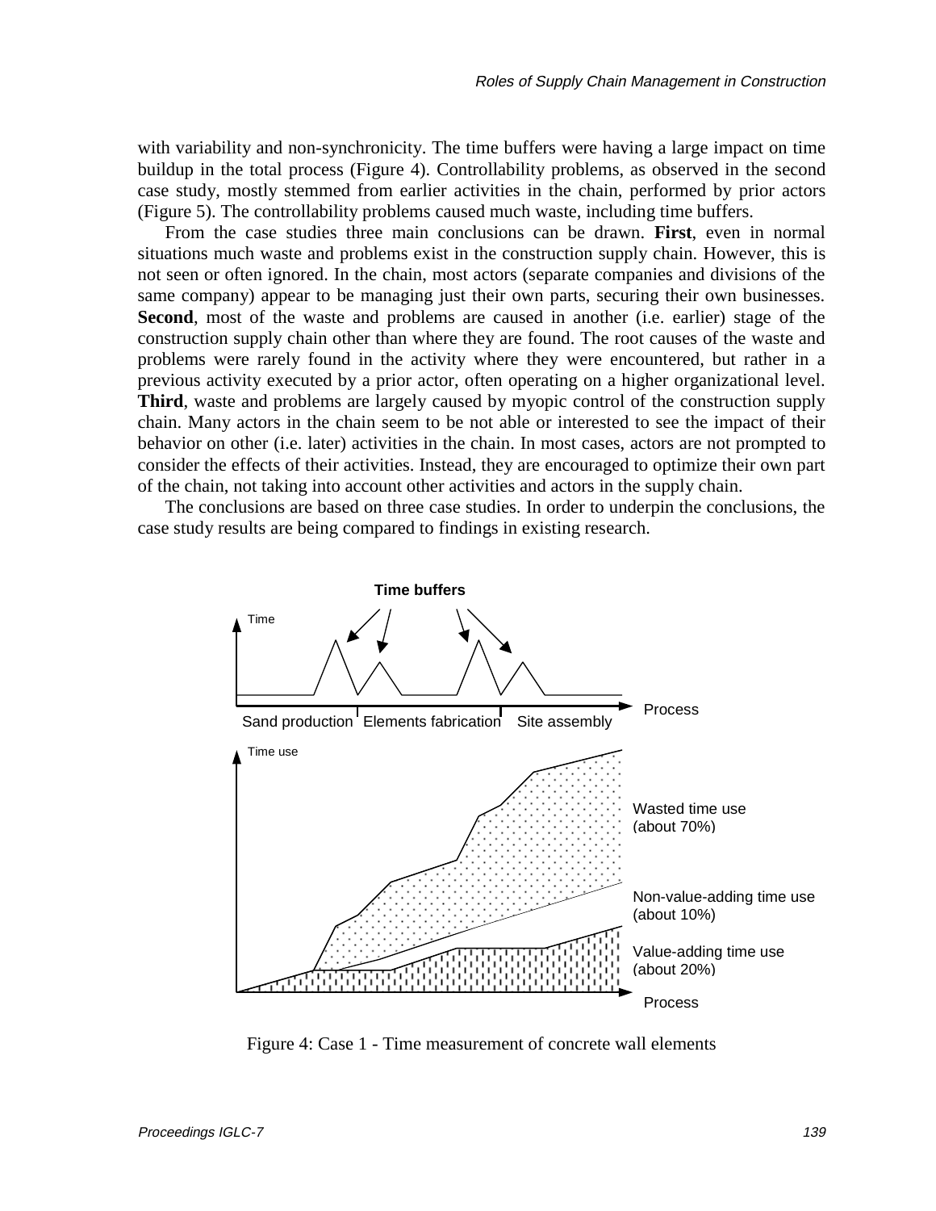with variability and non-synchronicity. The time buffers were having a large impact on time buildup in the total process (Figure 4). Controllability problems, as observed in the second case study, mostly stemmed from earlier activities in the chain, performed by prior actors (Figure 5). The controllability problems caused much waste, including time buffers.

From the case studies three main conclusions can be drawn. **First**, even in normal situations much waste and problems exist in the construction supply chain. However, this is not seen or often ignored. In the chain, most actors (separate companies and divisions of the same company) appear to be managing just their own parts, securing their own businesses. **Second**, most of the waste and problems are caused in another (i.e. earlier) stage of the construction supply chain other than where they are found. The root causes of the waste and problems were rarely found in the activity where they were encountered, but rather in a previous activity executed by a prior actor, often operating on a higher organizational level. **Third**, waste and problems are largely caused by myopic control of the construction supply chain. Many actors in the chain seem to be not able or interested to see the impact of their behavior on other (i.e. later) activities in the chain. In most cases, actors are not prompted to consider the effects of their activities. Instead, they are encouraged to optimize their own part of the chain, not taking into account other activities and actors in the supply chain.

The conclusions are based on three case studies. In order to underpin the conclusions, the case study results are being compared to findings in existing research.

Figure 4: Case 1 - Time measurement of concrete wall elements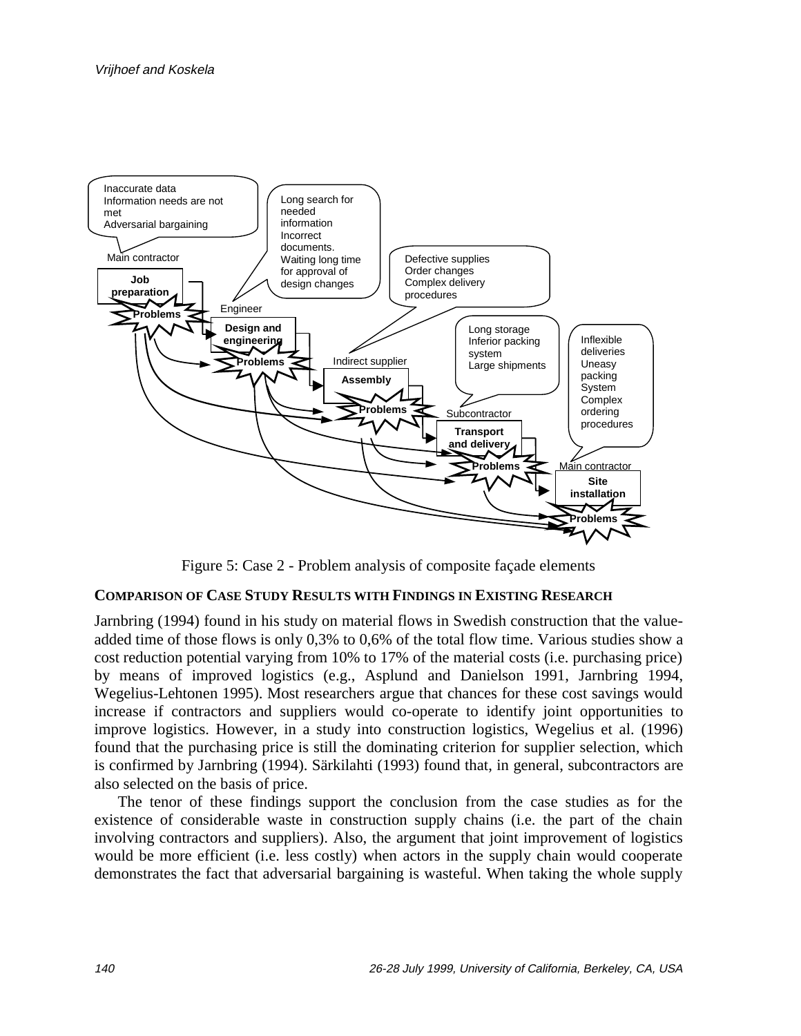Figure 5: Case 2 - Problem analysis of composite façade elements

### COMPARISON OF CASE STUDY RESULTS WITH FINDINGS IN EXISTING RESEARCH

Jarnbring (1994) found in his study on material flows in Swedish construction that the value-added time of those flows is only 0,3% to 0,6% of the total flow time. Various studies show a cost reduction potential varying from 10% to 17% of the material costs (i.e. purchasing price) by means of improved logistics (e.g., Asplund and Danielson 1991, Jarnbring 1994, Wegelius-Lehtonen 1995). Most researchers argue that chances for these cost savings would increase if contractors and suppliers would co-operate to identify joint opportunities to improve logistics. However, in a study into construction logistics, Wegelius et al. (1996) found that the purchasing price is still the dominating criterion for supplier selection, which is confirmed by Jarnbring (1994). Särkilahti (1993) found that, in general, subcontractors are also selected on the basis of price.

The tenor of these findings support the conclusion from the case studies as for the existence of considerable waste in construction supply chains (i.e. the part of the chain involving contractors and suppliers). Also, the argument that joint improvement of logistics would be more efficient (i.e. less costly) when actors in the supply chain would cooperate demonstrates the fact that adversarial bargaining is wasteful. When taking the whole supply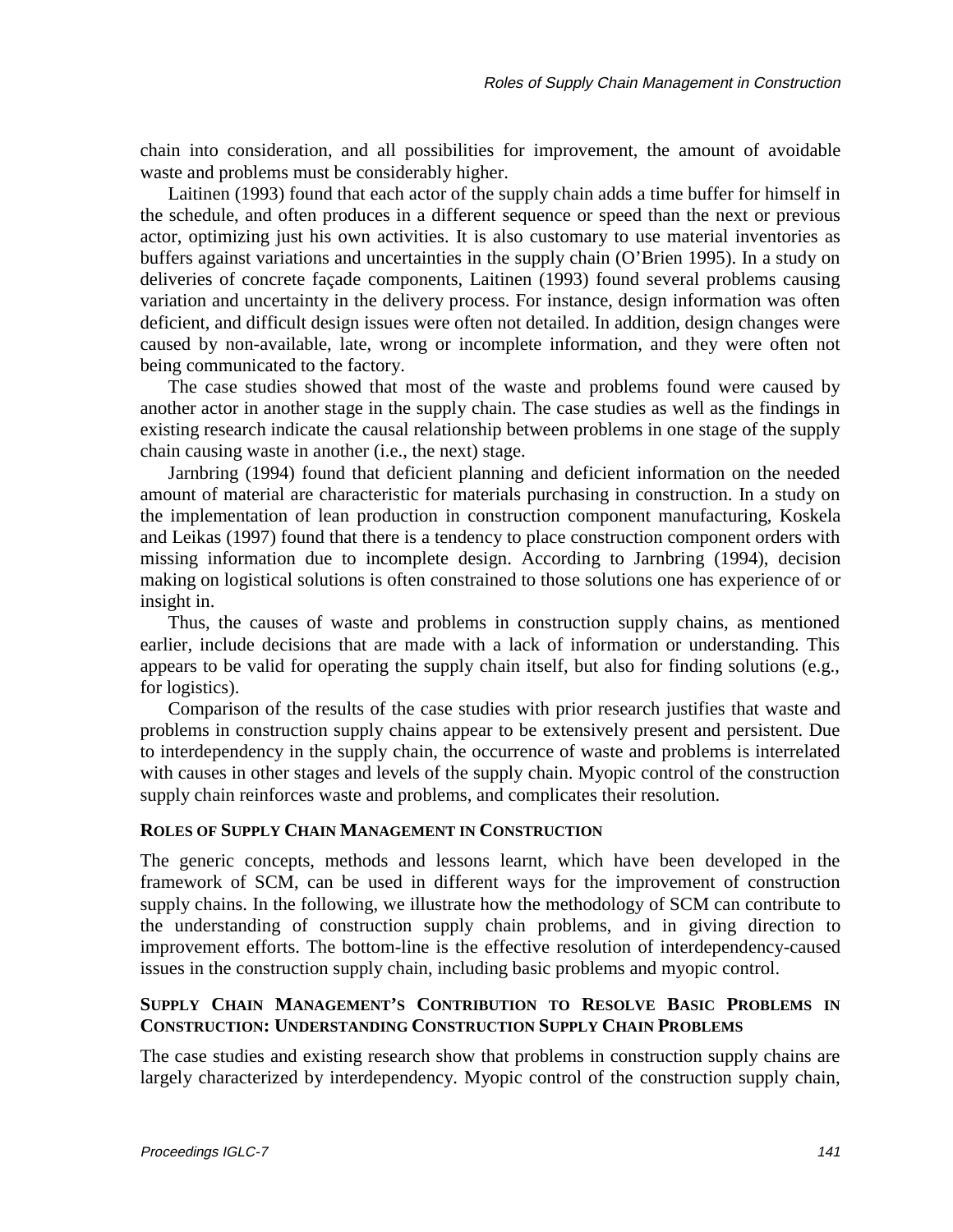chain into consideration, and all possibilities for improvement, the amount of avoidable waste and problems must be considerably higher.

Laitinen (1993) found that each actor of the supply chain adds a time buffer for himself in the schedule, and often produces in a different sequence or speed than the next or previous actor, optimizing just his own activities. It is also customary to use material inventories as buffers against variations and uncertainties in the supply chain (O'Brien 1995). In a study on deliveries of concrete façade components, Laitinen (1993) found several problems causing variation and uncertainty in the delivery process. For instance, design information was often deficient, and difficult design issues were often not detailed. In addition, design changes were caused by non-available, late, wrong or incomplete information, and they were often not being communicated to the factory.

The case studies showed that most of the waste and problems found were caused by another actor in another stage in the supply chain. The case studies as well as the findings in existing research indicate the causal relationship between problems in one stage of the supply chain causing waste in another (i.e., the next) stage.

Jarnbring (1994) found that deficient planning and deficient information on the needed amount of material are characteristic for materials purchasing in construction. In a study on the implementation of lean production in construction component manufacturing, Koskela and Leikas (1997) found that there is a tendency to place construction component orders with missing information due to incomplete design. According to Jarnbring (1994), decision making on logistical solutions is often constrained to those solutions one has experience of or insight in.

Thus, the causes of waste and problems in construction supply chains, as mentioned earlier, include decisions that are made with a lack of information or understanding. This appears to be valid for operating the supply chain itself, but also for finding solutions (e.g., for logistics).

Comparison of the results of the case studies with prior research justifies that waste and problems in construction supply chains appear to be extensively present and persistent. Due to interdependency in the supply chain, the occurrence of waste and problems is interrelated with causes in other stages and levels of the supply chain. Myopic control of the construction supply chain reinforces waste and problems, and complicates their resolution.

## ROLES OF SUPPLY CHAIN MANAGEMENT IN CONSTRUCTION

The generic concepts, methods and lessons learnt, which have been developed in the framework of SCM, can be used in different ways for the improvement of construction supply chains. In the following, we illustrate how the methodology of SCM can contribute to the understanding of construction supply chain problems, and in giving direction to improvement efforts. The bottom-line is the effective resolution of interdependency-caused issues in the construction supply chain, including basic problems and myopic control.

### SUPPLY CHAIN MANAGEMENT'S CONTRIBUTION TO RESOLVE BASIC PROBLEMS IN CONSTRUCTION: UNDERSTANDING CONSTRUCTION SUPPLY CHAIN PROBLEMS

The case studies and existing research show that problems in construction supply chains are largely characterized by interdependency. Myopic control of the construction supply chain,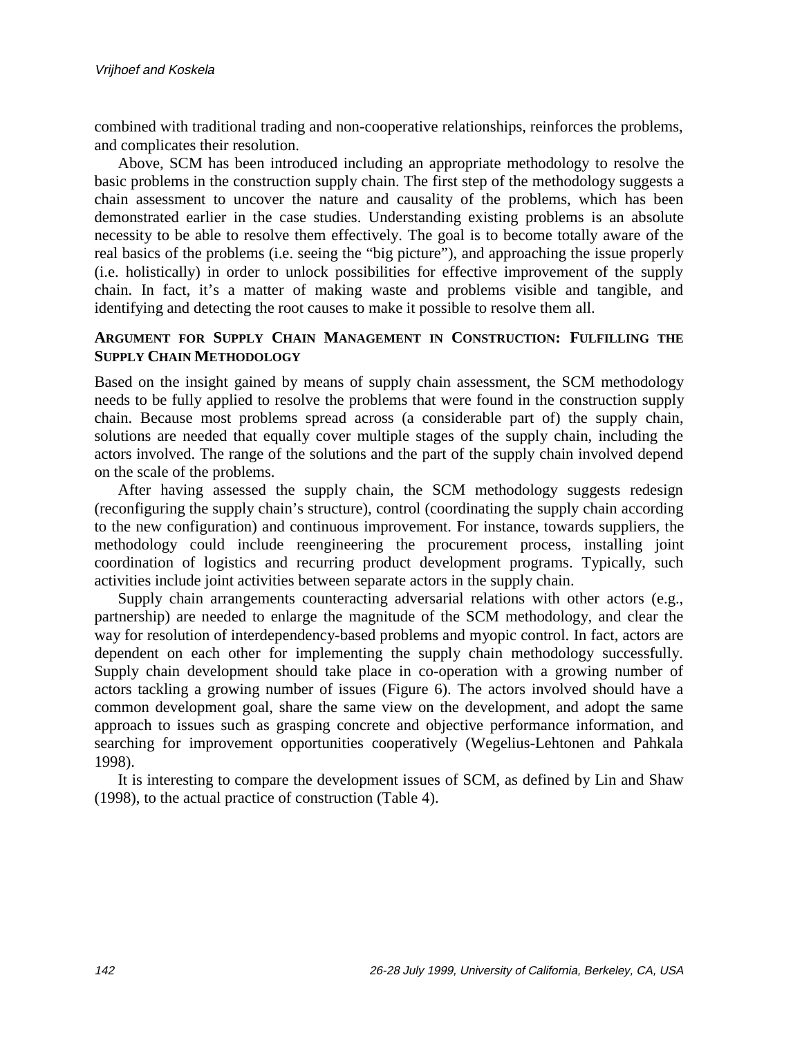combined with traditional trading and non-cooperative relationships, reinforces the problems, and complicates their resolution.

Above, SCM has been introduced including an appropriate methodology to resolve the basic problems in the construction supply chain. The first step of the methodology suggests a chain assessment to uncover the nature and causality of the problems, which has been demonstrated earlier in the case studies. Understanding existing problems is an absolute necessity to be able to resolve them effectively. The goal is to become totally aware of the real basics of the problems (i.e. seeing the "big picture"), and approaching the issue properly (i.e. holistically) in order to unlock possibilities for effective improvement of the supply chain. In fact, it's a matter of making waste and problems visible and tangible, and identifying and detecting the root causes to make it possible to resolve them all.

## Argument for Supply Chain Management in Construction: Fulfilling the Supply Chain Methodology

Based on the insight gained by means of supply chain assessment, the SCM methodology needs to be fully applied to resolve the problems that were found in the construction supply chain. Because most problems spread across (a considerable part of) the supply chain, solutions are needed that equally cover multiple stages of the supply chain, including the actors involved. The range of the solutions and the part of the supply chain involved depend on the scale of the problems.

After having assessed the supply chain, the SCM methodology suggests redesign (reconfiguring the supply chain's structure), control (coordinating the supply chain according to the new configuration) and continuous improvement. For instance, towards suppliers, the methodology could include reengineering the procurement process, installing joint coordination of logistics and recurring product development programs. Typically, such activities include joint activities between separate actors in the supply chain.

Supply chain arrangements counteracting adversarial relations with other actors (e.g., partnership) are needed to enlarge the magnitude of the SCM methodology, and clear the way for resolution of interdependency-based problems and myopic control. In fact, actors are dependent on each other for implementing the supply chain methodology successfully. Supply chain development should take place in co-operation with a growing number of actors tackling a growing number of issues (Figure 6). The actors involved should have a common development goal, share the same view on the development, and adopt the same approach to issues such as grasping concrete and objective performance information, and searching for improvement opportunities cooperatively (Wegelius-Lehtonen and Pahkala 1998).

It is interesting to compare the development issues of SCM, as defined by Lin and Shaw (1998), to the actual practice of construction (Table 4).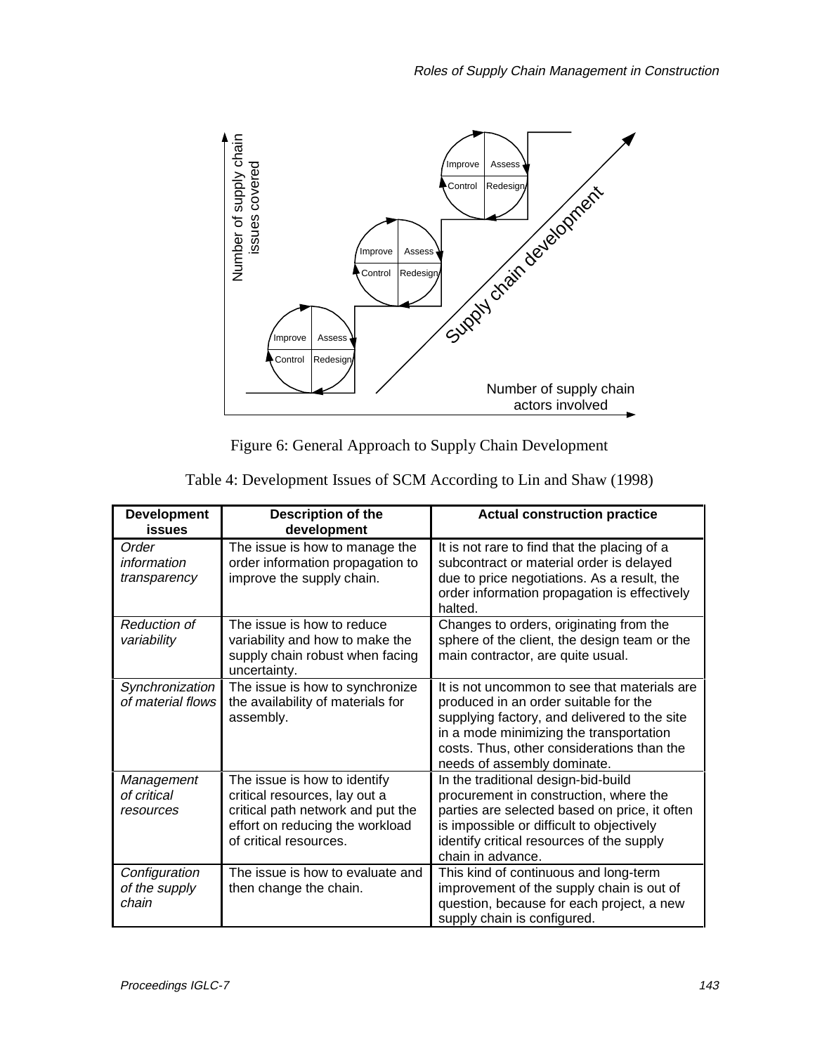Figure 6: General Approach to Supply Chain Development

Table 4: Development Issues of SCM According to Lin and Shaw (1998)

| Development issues | Description of the development | Actual construction practice |
|---|---|---|
| *Order information transparency* | The issue is how to manage the order information propagation to improve the supply chain. | It is not rare to find that the placing of a subcontract or material order is delayed due to price negotiations. As a result, the order information propagation is effectively halted. |
| *Reduction of variability* | The issue is how to reduce variability and how to make the supply chain robust when facing uncertainty. | Changes to orders, originating from the sphere of the client, the design team or the main contractor, are quite usual. |
| *Synchronization of material flows* | The issue is how to synchronize the availability of materials for assembly. | It is not uncommon to see that materials are produced in an order suitable for the supplying factory, and delivered to the site in a mode minimizing the transportation costs. Thus, other considerations than the needs of assembly dominate. |
| *Management of critical resources* | The issue is how to identify critical resources, lay out a critical path network and put the effort on reducing the workload of critical resources. | In the traditional design-bid-build procurement in construction, where the parties are selected based on price, it often is impossible or difficult to objectively identify critical resources of the supply chain in advance. |
| *Configuration of the supply chain* | The issue is how to evaluate and then change the chain. | This kind of continuous and long-term improvement of the supply chain is out of question, because for each project, a new supply chain is configured. |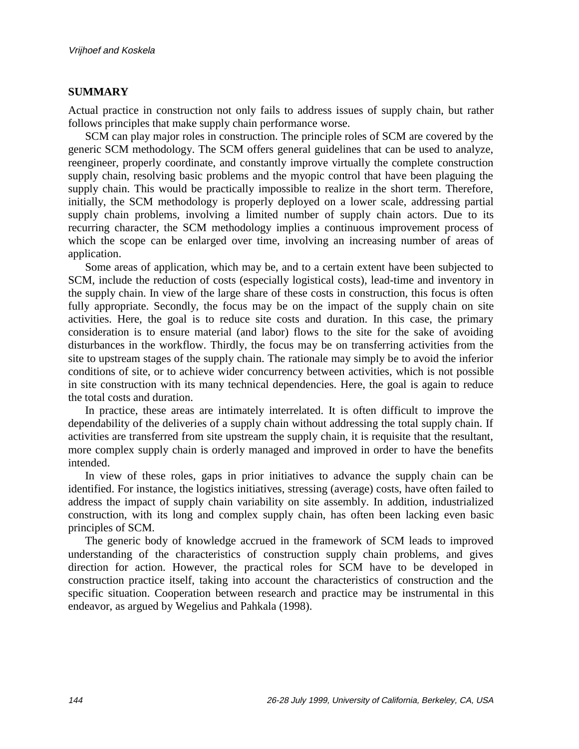## SUMMARY

Actual practice in construction not only fails to address issues of supply chain, but rather follows principles that make supply chain performance worse.

SCM can play major roles in construction. The principle roles of SCM are covered by the generic SCM methodology. The SCM offers general guidelines that can be used to analyze, reengineer, properly coordinate, and constantly improve virtually the complete construction supply chain, resolving basic problems and the myopic control that have been plaguing the supply chain. This would be practically impossible to realize in the short term. Therefore, initially, the SCM methodology is properly deployed on a lower scale, addressing partial supply chain problems, involving a limited number of supply chain actors. Due to its recurring character, the SCM methodology implies a continuous improvement process of which the scope can be enlarged over time, involving an increasing number of areas of application.

Some areas of application, which may be, and to a certain extent have been subjected to SCM, include the reduction of costs (especially logistical costs), lead-time and inventory in the supply chain. In view of the large share of these costs in construction, this focus is often fully appropriate. Secondly, the focus may be on the impact of the supply chain on site activities. Here, the goal is to reduce site costs and duration. In this case, the primary consideration is to ensure material (and labor) flows to the site for the sake of avoiding disturbances in the workflow. Thirdly, the focus may be on transferring activities from the site to upstream stages of the supply chain. The rationale may simply be to avoid the inferior conditions of site, or to achieve wider concurrency between activities, which is not possible in site construction with its many technical dependencies. Here, the goal is again to reduce the total costs and duration.

In practice, these areas are intimately interrelated. It is often difficult to improve the dependability of the deliveries of a supply chain without addressing the total supply chain. If activities are transferred from site upstream the supply chain, it is requisite that the resultant, more complex supply chain is orderly managed and improved in order to have the benefits intended.

In view of these roles, gaps in prior initiatives to advance the supply chain can be identified. For instance, the logistics initiatives, stressing (average) costs, have often failed to address the impact of supply chain variability on site assembly. In addition, industrialized construction, with its long and complex supply chain, has often been lacking even basic principles of SCM.

The generic body of knowledge accrued in the framework of SCM leads to improved understanding of the characteristics of construction supply chain problems, and gives direction for action. However, the practical roles for SCM have to be developed in construction practice itself, taking into account the characteristics of construction and the specific situation. Cooperation between research and practice may be instrumental in this endeavor, as argued by Wegelius and Pahkala (1998).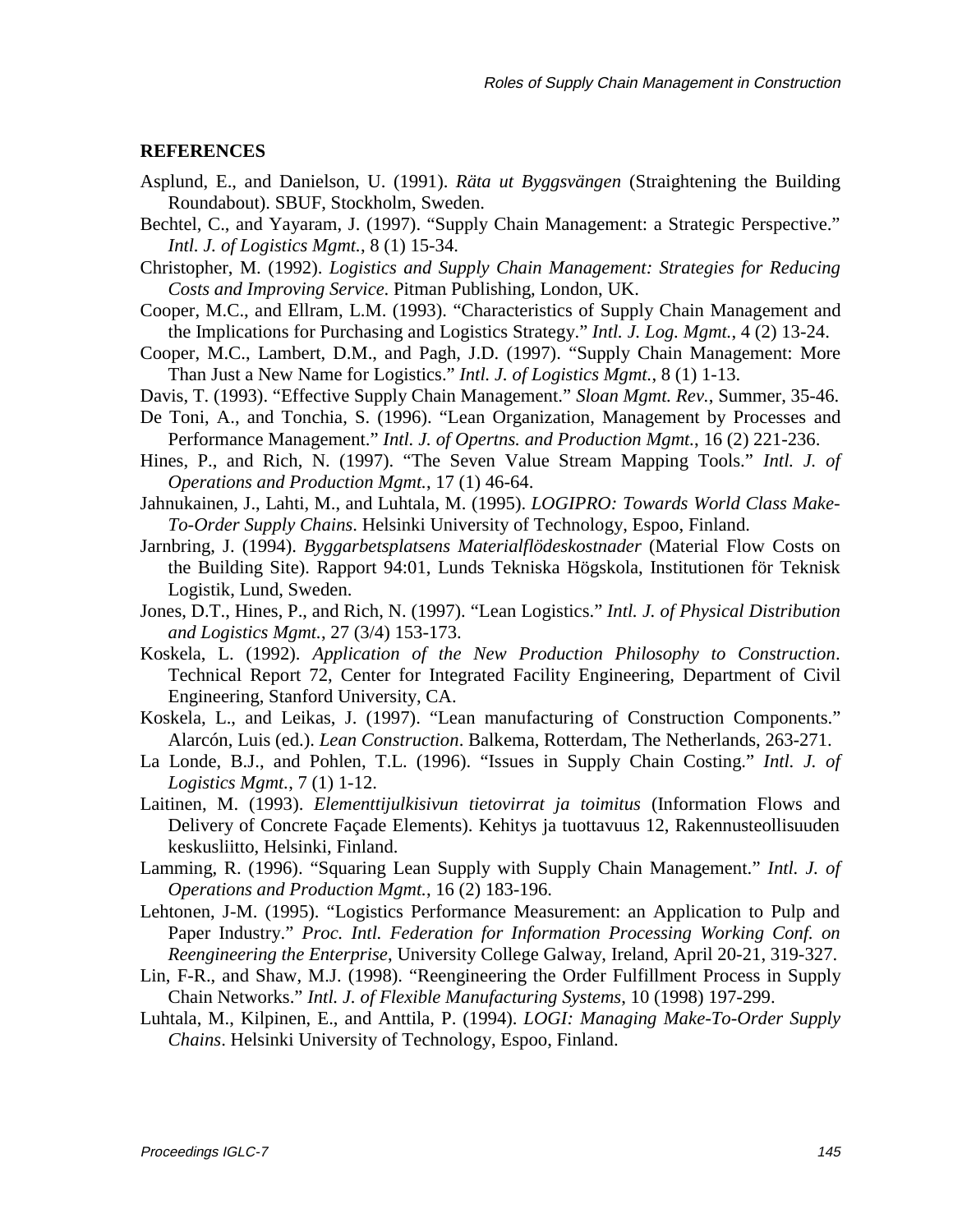## REFERENCES

Asplund, E., and Danielson, U. (1991). *Räta ut Byggsvängen* (Straightening the Building Roundabout). SBUF, Stockholm, Sweden.

Bechtel, C., and Yayaram, J. (1997). "Supply Chain Management: a Strategic Perspective." *Intl. J. of Logistics Mgmt.*, 8 (1) 15-34.

Christopher, M. (1992). *Logistics and Supply Chain Management: Strategies for Reducing Costs and Improving Service*. Pitman Publishing, London, UK.

Cooper, M.C., and Ellram, L.M. (1993). "Characteristics of Supply Chain Management and the Implications for Purchasing and Logistics Strategy." *Intl. J. Log. Mgmt.*, 4 (2) 13-24.

Cooper, M.C., Lambert, D.M., and Pagh, J.D. (1997). "Supply Chain Management: More Than Just a New Name for Logistics." *Intl. J. of Logistics Mgmt.*, 8 (1) 1-13.

Davis, T. (1993). "Effective Supply Chain Management." *Sloan Mgmt. Rev.*, Summer, 35-46.

De Toni, A., and Tonchia, S. (1996). "Lean Organization, Management by Processes and Performance Management." *Intl. J. of Opertns. and Production Mgmt.*, 16 (2) 221-236.

Hines, P., and Rich, N. (1997). "The Seven Value Stream Mapping Tools." *Intl. J. of Operations and Production Mgmt.*, 17 (1) 46-64.

Jahnukainen, J., Lahti, M., and Luhtala, M. (1995). *LOGIPRO: Towards World Class Make-To-Order Supply Chains*. Helsinki University of Technology, Espoo, Finland.

Jarnbring, J. (1994). *Byggarbetsplatsens Materialflödeskostnader* (Material Flow Costs on the Building Site). Rapport 94:01, Lunds Tekniska Högskola, Institutionen för Teknisk Logistik, Lund, Sweden.

Jones, D.T., Hines, P., and Rich, N. (1997). "Lean Logistics." *Intl. J. of Physical Distribution and Logistics Mgmt.*, 27 (3/4) 153-173.

Koskela, L. (1992). *Application of the New Production Philosophy to Construction*. Technical Report 72, Center for Integrated Facility Engineering, Department of Civil Engineering, Stanford University, CA.

Koskela, L., and Leikas, J. (1997). "Lean manufacturing of Construction Components." Alarcón, Luis (ed.). *Lean Construction*. Balkema, Rotterdam, The Netherlands, 263-271.

La Londe, B.J., and Pohlen, T.L. (1996). "Issues in Supply Chain Costing." *Intl. J. of Logistics Mgmt.*, 7 (1) 1-12.

Laitinen, M. (1993). *Elementtijulkisivun tietovirrat ja toimitus* (Information Flows and Delivery of Concrete Façade Elements). Kehitys ja tuottavuus 12, Rakennusteollisuuden keskusliitto, Helsinki, Finland.

Lamming, R. (1996). "Squaring Lean Supply with Supply Chain Management." *Intl. J. of Operations and Production Mgmt.*, 16 (2) 183-196.

Lehtonen, J-M. (1995). "Logistics Performance Measurement: an Application to Pulp and Paper Industry." *Proc. Intl. Federation for Information Processing Working Conf. on Reengineering the Enterprise*, University College Galway, Ireland, April 20-21, 319-327.

Lin, F-R., and Shaw, M.J. (1998). "Reengineering the Order Fulfillment Process in Supply Chain Networks." *Intl. J. of Flexible Manufacturing Systems*, 10 (1998) 197-299.

Luhtala, M., Kilpinen, E., and Anttila, P. (1994). *LOGI: Managing Make-To-Order Supply Chains*. Helsinki University of Technology, Espoo, Finland.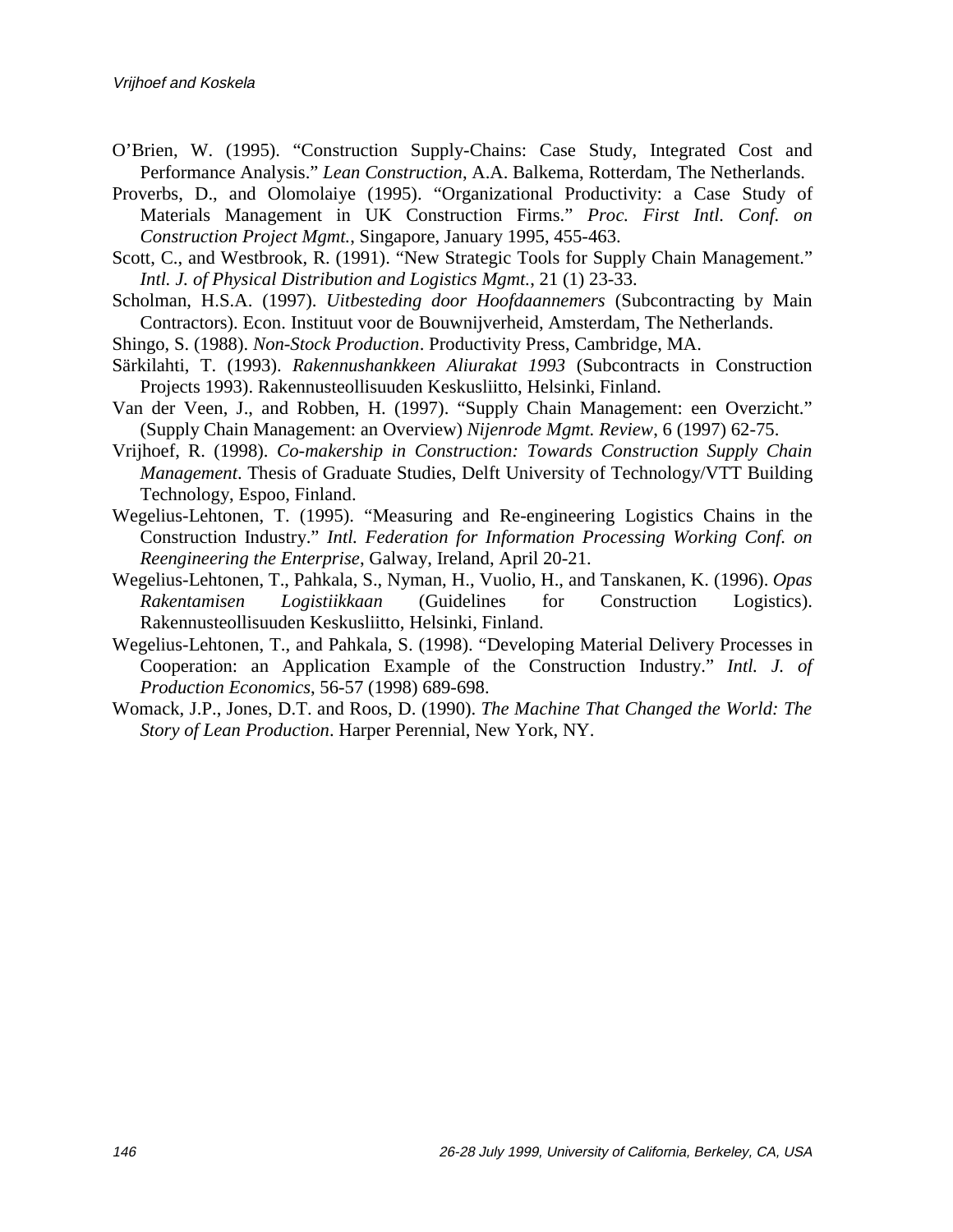O'Brien, W. (1995). "Construction Supply-Chains: Case Study, Integrated Cost and Performance Analysis." *Lean Construction*, A.A. Balkema, Rotterdam, The Netherlands.

Proverbs, D., and Olomolaiye (1995). "Organizational Productivity: a Case Study of Materials Management in UK Construction Firms." *Proc. First Intl. Conf. on Construction Project Mgmt.*, Singapore, January 1995, 455-463.

Scott, C., and Westbrook, R. (1991). "New Strategic Tools for Supply Chain Management." *Intl. J. of Physical Distribution and Logistics Mgmt.*, 21 (1) 23-33.

Scholman, H.S.A. (1997). *Uitbesteding door Hoofdaannemers* (Subcontracting by Main Contractors). Econ. Instituut voor de Bouwnijverheid, Amsterdam, The Netherlands.

Shingo, S. (1988). *Non-Stock Production*. Productivity Press, Cambridge, MA.

Särkilahti, T. (1993). *Rakennushankkeen Aliurakat 1993* (Subcontracts in Construction Projects 1993). Rakennusteollisuuden Keskusliitto, Helsinki, Finland.

Van der Veen, J., and Robben, H. (1997). "Supply Chain Management: een Overzicht." (Supply Chain Management: an Overview) *Nijenrode Mgmt. Review*, 6 (1997) 62-75.

Vrijhoef, R. (1998). *Co-makership in Construction: Towards Construction Supply Chain Management*. Thesis of Graduate Studies, Delft University of Technology/VTT Building Technology, Espoo, Finland.

Wegelius-Lehtonen, T. (1995). "Measuring and Re-engineering Logistics Chains in the Construction Industry." *Intl. Federation for Information Processing Working Conf. on Reengineering the Enterprise*, Galway, Ireland, April 20-21.

Wegelius-Lehtonen, T., Pahkala, S., Nyman, H., Vuolio, H., and Tanskanen, K. (1996). *Opas Rakentamisen Logistiikkaan* (Guidelines for Construction Logistics). Rakennusteollisuuden Keskusliitto, Helsinki, Finland.

Wegelius-Lehtonen, T., and Pahkala, S. (1998). "Developing Material Delivery Processes in Cooperation: an Application Example of the Construction Industry." *Intl. J. of Production Economics*, 56-57 (1998) 689-698.

Womack, J.P., Jones, D.T. and Roos, D. (1990). *The Machine That Changed the World: The Story of Lean Production*. Harper Perennial, New York, NY.